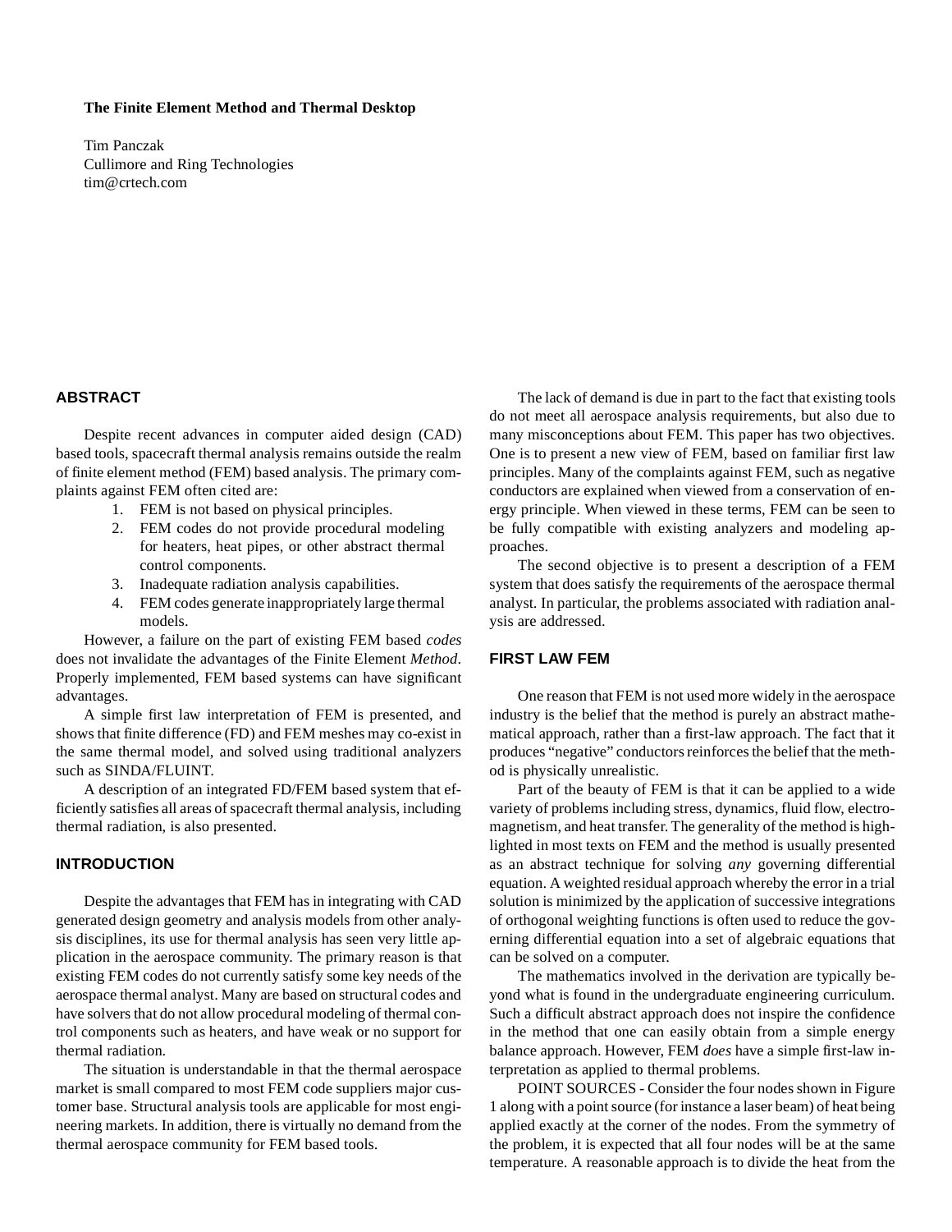**The Finite Element Method and Thermal Desktop**

Tim Panczak
Cullimore and Ring Technologies
tim@crtech.com

## ABSTRACT

Despite recent advances in computer aided design (CAD) based tools, spacecraft thermal analysis remains outside the realm of finite element method (FEM) based analysis. The primary complaints against FEM often cited are:

1. FEM is not based on physical principles.
2. FEM codes do not provide procedural modeling for heaters, heat pipes, or other abstract thermal control components.
3. Inadequate radiation analysis capabilities.
4. FEM codes generate inappropriately large thermal models.

However, a failure on the part of existing FEM based *codes* does not invalidate the advantages of the Finite Element *Method*. Properly implemented, FEM based systems can have significant advantages.

A simple first law interpretation of FEM is presented, and shows that finite difference (FD) and FEM meshes may co-exist in the same thermal model, and solved using traditional analyzers such as SINDA/FLUINT.

A description of an integrated FD/FEM based system that efficiently satisfies all areas of spacecraft thermal analysis, including thermal radiation, is also presented.

## INTRODUCTION

Despite the advantages that FEM has in integrating with CAD generated design geometry and analysis models from other analysis disciplines, its use for thermal analysis has seen very little application in the aerospace community. The primary reason is that existing FEM codes do not currently satisfy some key needs of the aerospace thermal analyst. Many are based on structural codes and have solvers that do not allow procedural modeling of thermal control components such as heaters, and have weak or no support for thermal radiation.

The situation is understandable in that the thermal aerospace market is small compared to most FEM code suppliers major customer base. Structural analysis tools are applicable for most engineering markets. In addition, there is virtually no demand from the thermal aerospace community for FEM based tools.

The lack of demand is due in part to the fact that existing tools do not meet all aerospace analysis requirements, but also due to many misconceptions about FEM. This paper has two objectives. One is to present a new view of FEM, based on familiar first law principles. Many of the complaints against FEM, such as negative conductors are explained when viewed from a conservation of energy principle. When viewed in these terms, FEM can be seen to be fully compatible with existing analyzers and modeling approaches.

The second objective is to present a description of a FEM system that does satisfy the requirements of the aerospace thermal analyst. In particular, the problems associated with radiation analysis are addressed.

## FIRST LAW FEM

One reason that FEM is not used more widely in the aerospace industry is the belief that the method is purely an abstract mathematical approach, rather than a first-law approach. The fact that it produces "negative" conductors reinforces the belief that the method is physically unrealistic.

Part of the beauty of FEM is that it can be applied to a wide variety of problems including stress, dynamics, fluid flow, electromagnetism, and heat transfer. The generality of the method is highlighted in most texts on FEM and the method is usually presented as an abstract technique for solving *any* governing differential equation. A weighted residual approach whereby the error in a trial solution is minimized by the application of successive integrations of orthogonal weighting functions is often used to reduce the governing differential equation into a set of algebraic equations that can be solved on a computer.

The mathematics involved in the derivation are typically beyond what is found in the undergraduate engineering curriculum. Such a difficult abstract approach does not inspire the confidence in the method that one can easily obtain from a simple energy balance approach. However, FEM *does* have a simple first-law interpretation as applied to thermal problems.

POINT SOURCES - Consider the four nodes shown in Figure 1 along with a point source (for instance a laser beam) of heat being applied exactly at the corner of the nodes. From the symmetry of the problem, it is expected that all four nodes will be at the same temperature. A reasonable approach is to divide the heat from the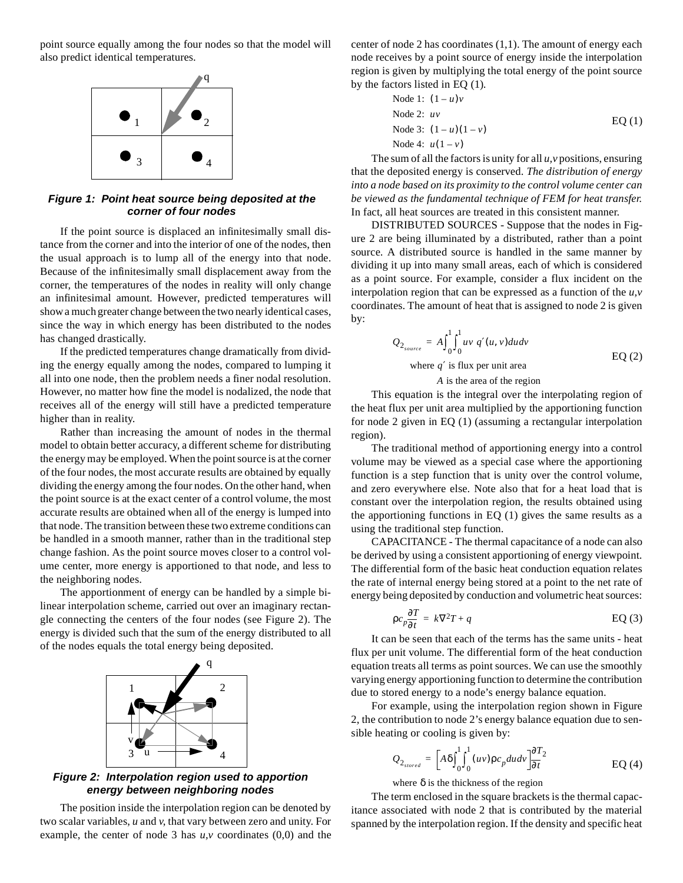point source equally among the four nodes so that the model will also predict identical temperatures.

**Figure 1: Point heat source being deposited at the corner of four nodes**

If the point source is displaced an infinitesimally small distance from the corner and into the interior of one of the nodes, then the usual approach is to lump all of the energy into that node. Because of the infinitesimally small displacement away from the corner, the temperatures of the nodes in reality will only change an infinitesimal amount. However, predicted temperatures will show a much greater change between the two nearly identical cases, since the way in which energy has been distributed to the nodes has changed drastically.

If the predicted temperatures change dramatically from dividing the energy equally among the nodes, compared to lumping it all into one node, then the problem needs a finer nodal resolution. However, no matter how fine the model is nodalized, the node that receives all of the energy will still have a predicted temperature higher than in reality.

Rather than increasing the amount of nodes in the thermal model to obtain better accuracy, a different scheme for distributing the energy may be employed. When the point source is at the corner of the four nodes, the most accurate results are obtained by equally dividing the energy among the four nodes. On the other hand, when the point source is at the exact center of a control volume, the most accurate results are obtained when all of the energy is lumped into that node. The transition between these two extreme conditions can be handled in a smooth manner, rather than in the traditional step change fashion. As the point source moves closer to a control volume center, more energy is apportioned to that node, and less to the neighboring nodes.

The apportionment of energy can be handled by a simple bilinear interpolation scheme, carried out over an imaginary rectangle connecting the centers of the four nodes (see Figure 2). The energy is divided such that the sum of the energy distributed to all of the nodes equals the total energy being deposited.

**Figure 2: Interpolation region used to apportion energy between neighboring nodes**

The position inside the interpolation region can be denoted by two scalar variables, $u$ and $v$, that vary between zero and unity. For example, the center of node 3 has $u,v$ coordinates (0,0) and the center of node 2 has coordinates (1,1). The amount of energy each node receives by a point source of energy inside the interpolation region is given by multiplying the total energy of the point source by the factors listed in EQ (1).

$$\begin{aligned}
&\text{Node 1: } (1-u)v \\
&\text{Node 2: } uv \\
&\text{Node 3: } (1-u)(1-v) \\
&\text{Node 4: } u(1-v)
\end{aligned} \qquad \text{EQ (1)}$$

The sum of all the factors is unity for all $u,v$ positions, ensuring that the deposited energy is conserved. *The distribution of energy into a node based on its proximity to the control volume center can be viewed as the fundamental technique of FEM for heat transfer.* In fact, all heat sources are treated in this consistent manner.

DISTRIBUTED SOURCES - Suppose that the nodes in Figure 2 are being illuminated by a distributed, rather than a point source. A distributed source is handled in the same manner by dividing it up into many small areas, each of which is considered as a point source. For example, consider a flux incident on the interpolation region that can be expressed as a function of the $u,v$ coordinates. The amount of heat that is assigned to node 2 is given by:

$$Q_{2_{source}} = A\int_0^1\int_0^1 uv\, q'(u,v)\,du\,dv \qquad \text{EQ (2)}$$

where $q'$ is flux per unit area

$A$ is the area of the region

This equation is the integral over the interpolating region of the heat flux per unit area multiplied by the apportioning function for node 2 given in EQ (1) (assuming a rectangular interpolation region).

The traditional method of apportioning energy into a control volume may be viewed as a special case where the apportioning function is a step function that is unity over the control volume, and zero everywhere else. Note also that for a heat load that is constant over the interpolation region, the results obtained using the apportioning functions in EQ (1) gives the same results as a using the traditional step function.

CAPACITANCE - The thermal capacitance of a node can also be derived by using a consistent apportioning of energy viewpoint. The differential form of the basic heat conduction equation relates the rate of internal energy being stored at a point to the net rate of energy being deposited by conduction and volumetric heat sources:

$$\rho c_p \frac{\partial T}{\partial t} = k\nabla^2 T + q \qquad \text{EQ (3)}$$

It can be seen that each of the terms has the same units - heat flux per unit volume. The differential form of the heat conduction equation treats all terms as point sources. We can use the smoothly varying energy apportioning function to determine the contribution due to stored energy to a node's energy balance equation.

For example, using the interpolation region shown in Figure 2, the contribution to node 2's energy balance equation due to sensible heating or cooling is given by:

$$Q_{2_{stored}} = \left[A\delta\int_0^1\int_0^1 (uv)\rho c_p\,du\,dv\right]\frac{\partial T_2}{\partial t} \qquad \text{EQ (4)}$$

where $\delta$ is the thickness of the region

The term enclosed in the square brackets is the thermal capacitance associated with node 2 that is contributed by the material spanned by the interpolation region. If the density and specific heat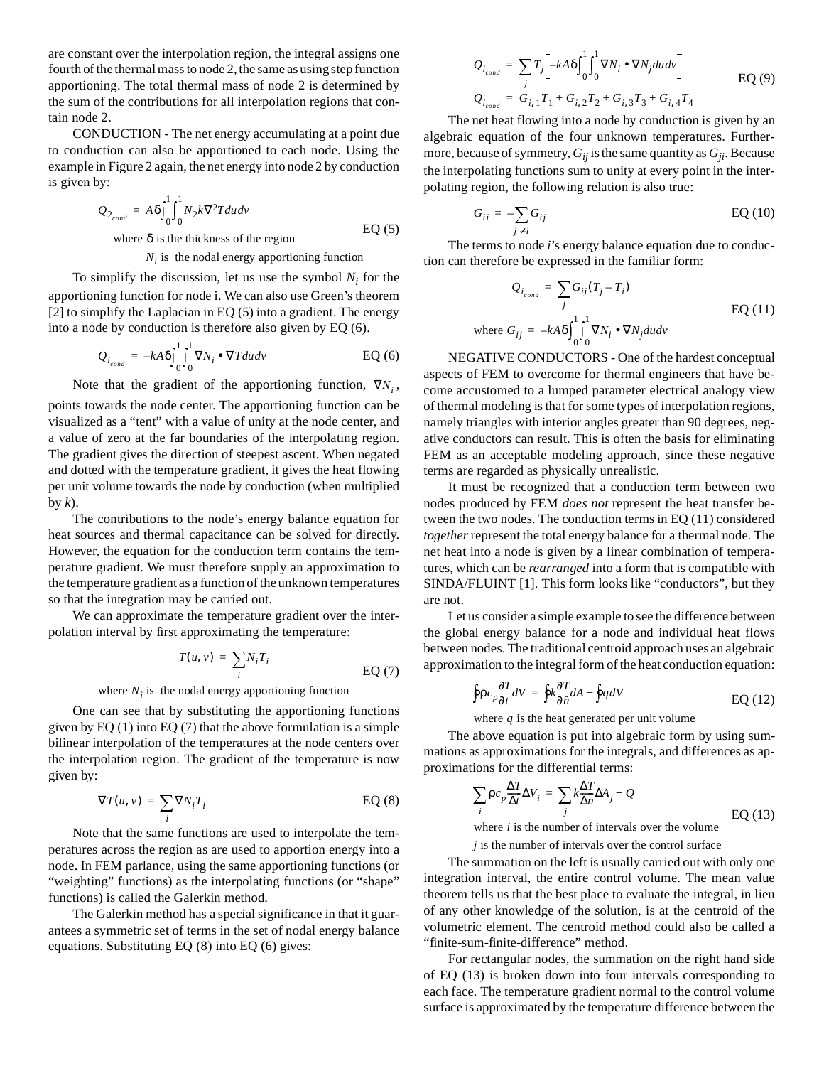are constant over the interpolation region, the integral assigns one fourth of the thermal mass to node 2, the same as using step function apportioning. The total thermal mass of node 2 is determined by the sum of the contributions for all interpolation regions that contain node 2.

CONDUCTION - The net energy accumulating at a point due to conduction can also be apportioned to each node. Using the example in Figure 2 again, the net energy into node 2 by conduction is given by:

$$Q_{2_{cond}} = A\delta\int_0^1\int_0^1 N_2 k\nabla^2 T du dv \qquad \text{EQ (5)}$$

where $\delta$ is the thickness of the region

$N_i$ is the nodal energy apportioning function

To simplify the discussion, let us use the symbol $N_i$ for the apportioning function for node i. We can also use Green's theorem [2] to simplify the Laplacian in EQ (5) into a gradient. The energy into a node by conduction is therefore also given by EQ (6).

$$Q_{i_{cond}} = -kA\delta\int_0^1\int_0^1 \nabla N_i \bullet \nabla T du dv \qquad \text{EQ (6)}$$

Note that the gradient of the apportioning function, $\nabla N_i$, points towards the node center. The apportioning function can be visualized as a "tent" with a value of unity at the node center, and a value of zero at the far boundaries of the interpolating region. The gradient gives the direction of steepest ascent. When negated and dotted with the temperature gradient, it gives the heat flowing per unit volume towards the node by conduction (when multiplied by $k$).

The contributions to the node's energy balance equation for heat sources and thermal capacitance can be solved for directly. However, the equation for the conduction term contains the temperature gradient. We must therefore supply an approximation to the temperature gradient as a function of the unknown temperatures so that the integration may be carried out.

We can approximate the temperature gradient over the interpolation interval by first approximating the temperature:

$$T(u, v) = \sum_i N_i T_i \qquad \text{EQ (7)}$$

where $N_i$ is the nodal energy apportioning function

One can see that by substituting the apportioning functions given by EQ (1) into EQ (7) that the above formulation is a simple bilinear interpolation of the temperatures at the node centers over the interpolation region. The gradient of the temperature is now given by:

$$\nabla T(u, v) = \sum_i \nabla N_i T_i \qquad \text{EQ (8)}$$

Note that the same functions are used to interpolate the temperatures across the region as are used to apportion energy into a node. In FEM parlance, using the same apportioning functions (or "weighting" functions) as the interpolating functions (or "shape" functions) is called the Galerkin method.

The Galerkin method has a special significance in that it guarantees a symmetric set of terms in the set of nodal energy balance equations. Substituting EQ (8) into EQ (6) gives:

$$Q_{i_{cond}} = \sum_j T_j\left[-kA\delta\int_0^1\int_0^1 \nabla N_i \bullet \nabla N_j du dv\right]$$
$$Q_{i_{cond}} = G_{i,1}T_1 + G_{i,2}T_2 + G_{i,3}T_3 + G_{i,4}T_4 \qquad \text{EQ (9)}$$

The net heat flowing into a node by conduction is given by an algebraic equation of the four unknown temperatures. Furthermore, because of symmetry, $G_{ij}$ is the same quantity as $G_{ji}$. Because the interpolating functions sum to unity at every point in the interpolating region, the following relation is also true:

$$G_{ii} = -\sum_{j \neq i} G_{ij} \qquad \text{EQ (10)}$$

The terms to node $i$'s energy balance equation due to conduction can therefore be expressed in the familiar form:

$$Q_{i_{cond}} = \sum_j G_{ij}(T_j - T_i)$$
$$\text{where } G_{ij} = -kA\delta\int_0^1\int_0^1 \nabla N_i \bullet \nabla N_j du dv \qquad \text{EQ (11)}$$

NEGATIVE CONDUCTORS - One of the hardest conceptual aspects of FEM to overcome for thermal engineers that have become accustomed to a lumped parameter electrical analogy view of thermal modeling is that for some types of interpolation regions, namely triangles with interior angles greater than 90 degrees, negative conductors can result. This is often the basis for eliminating FEM as an acceptable modeling approach, since these negative terms are regarded as physically unrealistic.

It must be recognized that a conduction term between two nodes produced by FEM *does not* represent the heat transfer between the two nodes. The conduction terms in EQ (11) considered *together* represent the total energy balance for a thermal node. The net heat into a node is given by a linear combination of temperatures, which can be *rearranged* into a form that is compatible with SINDA/FLUINT [1]. This form looks like "conductors", but they are not.

Let us consider a simple example to see the difference between the global energy balance for a node and individual heat flows between nodes. The traditional centroid approach uses an algebraic approximation to the integral form of the heat conduction equation:

$$\oint \rho c_p \frac{\partial T}{\partial t} dV = \oint k\frac{\partial T}{\partial \hat{n}} dA + \oint q dV \qquad \text{EQ (12)}$$

where $q$ is the heat generated per unit volume

The above equation is put into algebraic form by using summations as approximations for the integrals, and differences as approximations for the differential terms:

$$\sum_i \rho c_p \frac{\Delta T}{\Delta t}\Delta V_i = \sum_j k\frac{\Delta T}{\Delta n}\Delta A_j + Q \qquad \text{EQ (13)}$$

where $i$ is the number of intervals over the volume

$j$ is the number of intervals over the control surface

The summation on the left is usually carried out with only one integration interval, the entire control volume. The mean value theorem tells us that the best place to evaluate the integral, in lieu of any other knowledge of the solution, is at the centroid of the volumetric element. The centroid method could also be called a "finite-sum-finite-difference" method.

For rectangular nodes, the summation on the right hand side of EQ (13) is broken down into four intervals corresponding to each face. The temperature gradient normal to the control volume surface is approximated by the temperature difference between the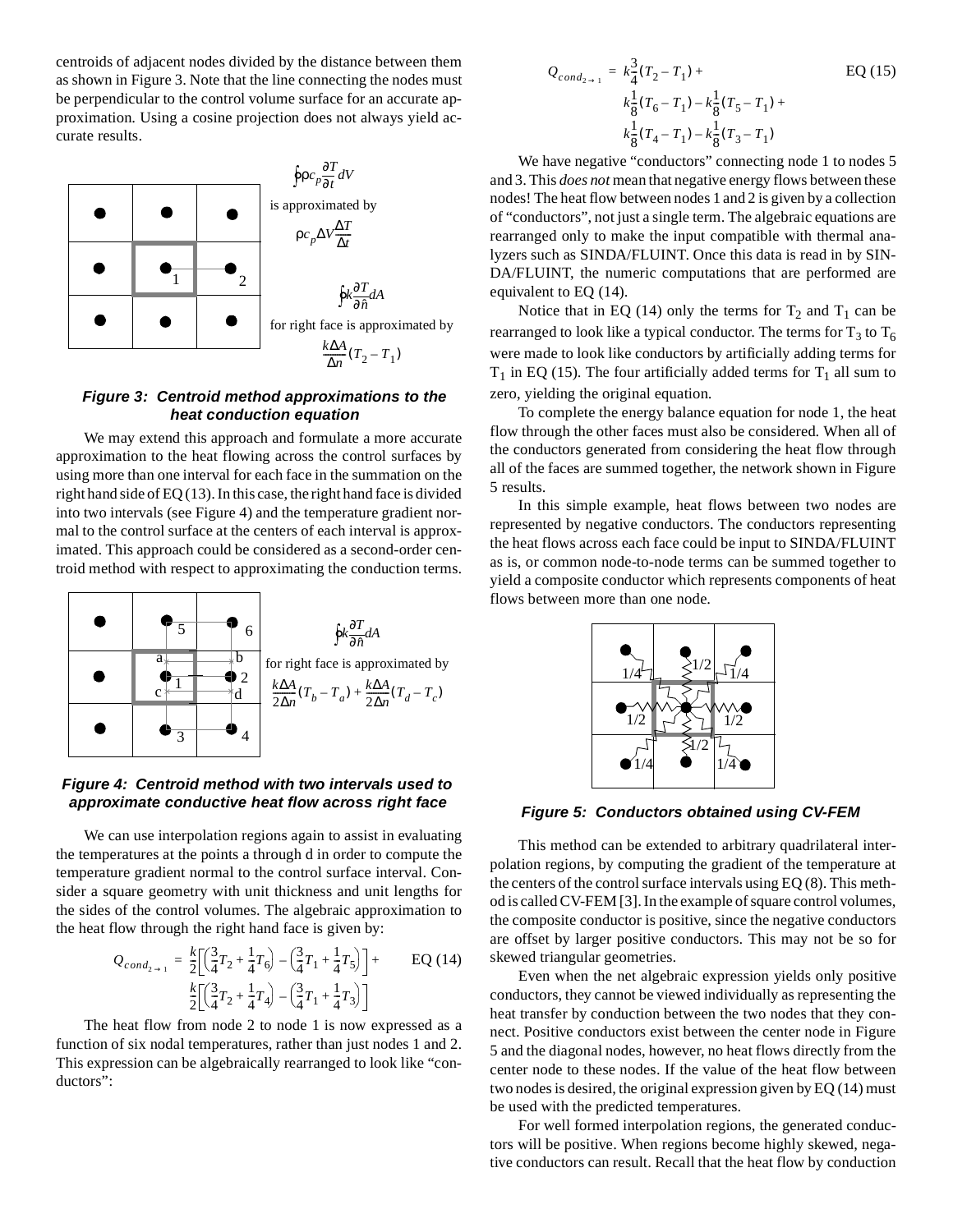centroids of adjacent nodes divided by the distance between them as shown in Figure 3. Note that the line connecting the nodes must be perpendicular to the control volume surface for an accurate approximation. Using a cosine projection does not always yield accurate results.

$\oint \rho c_p \frac{\partial T}{\partial t} dV$

is approximated by

$\rho c_p \Delta V \frac{\Delta T}{\Delta t}$

$\oint k \frac{\partial T}{\partial \hat{n}} dA$

for right face is approximated by

$\frac{k \Delta A}{\Delta n}(T_2 - T_1)$

1

2

***Figure 3: Centroid method approximations to the heat conduction equation***

We may extend this approach and formulate a more accurate approximation to the heat flowing across the control surfaces by using more than one interval for each face in the summation on the right hand side of EQ (13). In this case, the right hand face is divided into two intervals (see Figure 4) and the temperature gradient normal to the control surface at the centers of each interval is approximated. This approach could be considered as a second-order centroid method with respect to approximating the conduction terms.

5

6

a

b

1

2

c

d

3

4

$\oint k \frac{\partial T}{\partial \hat{n}} dA$

for right face is approximated by

$\frac{k \Delta A}{2 \Delta n}(T_b - T_a) + \frac{k \Delta A}{2 \Delta n}(T_d - T_c)$

***Figure 4: Centroid method with two intervals used to approximate conductive heat flow across right face***

We can use interpolation regions again to assist in evaluating the temperatures at the points a through d in order to compute the temperature gradient normal to the control surface interval. Consider a square geometry with unit thickness and unit lengths for the sides of the control volumes. The algebraic approximation to the heat flow through the right hand face is given by:

$$Q_{cond_{2 \rightarrow 1}} = \frac{k}{2}\left[\left(\frac{3}{4}T_2 + \frac{1}{4}T_6\right) - \left(\frac{3}{4}T_1 + \frac{1}{4}T_5\right)\right] + \frac{k}{2}\left[\left(\frac{3}{4}T_2 + \frac{1}{4}T_4\right) - \left(\frac{3}{4}T_1 + \frac{1}{4}T_3\right)\right] \qquad \text{EQ (14)}$$

The heat flow from node 2 to node 1 is now expressed as a function of six nodal temperatures, rather than just nodes 1 and 2. This expression can be algebraically rearranged to look like "conductors":

$$Q_{cond_{2 \rightarrow 1}} = k\frac{3}{4}(T_2 - T_1) + k\frac{1}{8}(T_6 - T_1) - k\frac{1}{8}(T_5 - T_1) + k\frac{1}{8}(T_4 - T_1) - k\frac{1}{8}(T_3 - T_1) \qquad \text{EQ (15)}$$

We have negative "conductors" connecting node 1 to nodes 5 and 3. This *does not* mean that negative energy flows between these nodes! The heat flow between nodes 1 and 2 is given by a collection of "conductors", not just a single term. The algebraic equations are rearranged only to make the input compatible with thermal analyzers such as SINDA/FLUINT. Once this data is read in by SINDA/FLUINT, the numeric computations that are performed are equivalent to EQ (14).

Notice that in EQ (14) only the terms for $T_2$ and $T_1$ can be rearranged to look like a typical conductor. The terms for $T_3$ to $T_6$ were made to look like conductors by artificially adding terms for $T_1$ in EQ (15). The four artificially added terms for $T_1$ all sum to zero, yielding the original equation.

To complete the energy balance equation for node 1, the heat flow through the other faces must also be considered. When all of the conductors generated from considering the heat flow through all of the faces are summed together, the network shown in Figure 5 results.

In this simple example, heat flows between two nodes are represented by negative conductors. The conductors representing the heat flows across each face could be input to SINDA/FLUINT as is, or common node-to-node terms can be summed together to yield a composite conductor which represents components of heat flows between more than one node.

1/4

1/2

1/4

1/2

1/2

1/2

1/4

1/4

***Figure 5: Conductors obtained using CV-FEM***

This method can be extended to arbitrary quadrilateral interpolation regions, by computing the gradient of the temperature at the centers of the control surface intervals using EQ (8). This method is called CV-FEM [3]. In the example of square control volumes, the composite conductor is positive, since the negative conductors are offset by larger positive conductors. This may not be so for skewed triangular geometries.

Even when the net algebraic expression yields only positive conductors, they cannot be viewed individually as representing the heat transfer by conduction between the two nodes that they connect. Positive conductors exist between the center node in Figure 5 and the diagonal nodes, however, no heat flows directly from the center node to these nodes. If the value of the heat flow between two nodes is desired, the original expression given by EQ (14) must be used with the predicted temperatures.

For well formed interpolation regions, the generated conductors will be positive. When regions become highly skewed, negative conductors can result. Recall that the heat flow by conduction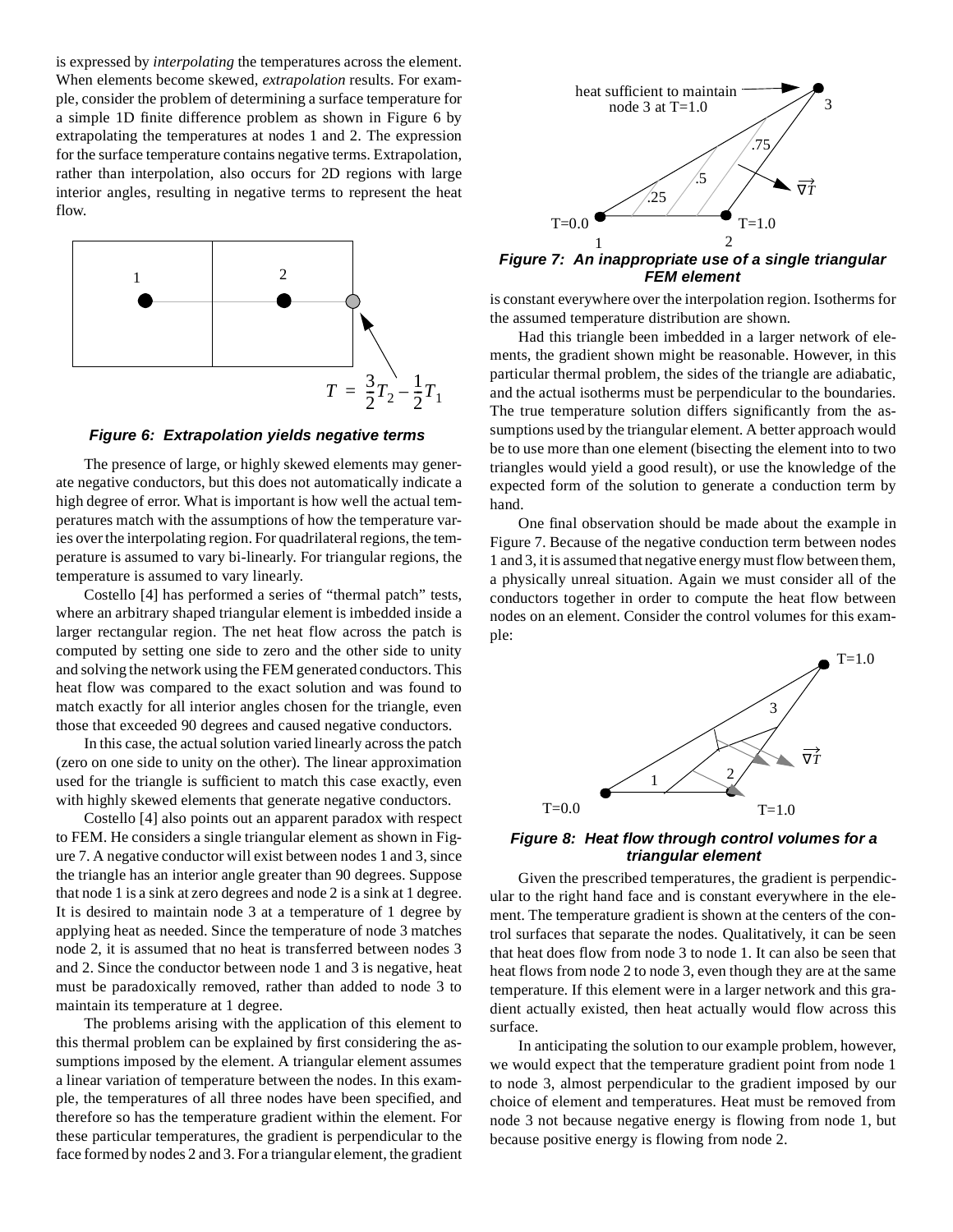is expressed by *interpolating* the temperatures across the element. When elements become skewed, *extrapolation* results. For example, consider the problem of determining a surface temperature for a simple 1D finite difference problem as shown in Figure 6 by extrapolating the temperatures at nodes 1 and 2. The expression for the surface temperature contains negative terms. Extrapolation, rather than interpolation, also occurs for 2D regions with large interior angles, resulting in negative terms to represent the heat flow.

1

2

$$T = \frac{3}{2}T_2 - \frac{1}{2}T_1$$

**Figure 6: Extrapolation yields negative terms**

The presence of large, or highly skewed elements may generate negative conductors, but this does not automatically indicate a high degree of error. What is important is how well the actual temperatures match with the assumptions of how the temperature varies over the interpolating region. For quadrilateral regions, the temperature is assumed to vary bi-linearly. For triangular regions, the temperature is assumed to vary linearly.

Costello [4] has performed a series of "thermal patch" tests, where an arbitrary shaped triangular element is imbedded inside a larger rectangular region. The net heat flow across the patch is computed by setting one side to zero and the other side to unity and solving the network using the FEM generated conductors. This heat flow was compared to the exact solution and was found to match exactly for all interior angles chosen for the triangle, even those that exceeded 90 degrees and caused negative conductors.

In this case, the actual solution varied linearly across the patch (zero on one side to unity on the other). The linear approximation used for the triangle is sufficient to match this case exactly, even with highly skewed elements that generate negative conductors.

Costello [4] also points out an apparent paradox with respect to FEM. He considers a single triangular element as shown in Figure 7. A negative conductor will exist between nodes 1 and 3, since the triangle has an interior angle greater than 90 degrees. Suppose that node 1 is a sink at zero degrees and node 2 is a sink at 1 degree. It is desired to maintain node 3 at a temperature of 1 degree by applying heat as needed. Since the temperature of node 3 matches node 2, it is assumed that no heat is transferred between nodes 3 and 2. Since the conductor between node 1 and 3 is negative, heat must be paradoxically removed, rather than added to node 3 to maintain its temperature at 1 degree.

The problems arising with the application of this element to this thermal problem can be explained by first considering the assumptions imposed by the element. A triangular element assumes a linear variation of temperature between the nodes. In this example, the temperatures of all three nodes have been specified, and therefore so has the temperature gradient within the element. For these particular temperatures, the gradient is perpendicular to the face formed by nodes 2 and 3. For a triangular element, the gradient

heat sufficient to maintain node 3 at T=1.0

3

.75

.5

.25

$\vec{\nabla}T$

T=0.0

T=1.0

1

2

**Figure 7: An inappropriate use of a single triangular FEM element**

is constant everywhere over the interpolation region. Isotherms for the assumed temperature distribution are shown.

Had this triangle been imbedded in a larger network of elements, the gradient shown might be reasonable. However, in this particular thermal problem, the sides of the triangle are adiabatic, and the actual isotherms must be perpendicular to the boundaries. The true temperature solution differs significantly from the assumptions used by the triangular element. A better approach would be to use more than one element (bisecting the element into to two triangles would yield a good result), or use the knowledge of the expected form of the solution to generate a conduction term by hand.

One final observation should be made about the example in Figure 7. Because of the negative conduction term between nodes 1 and 3, it is assumed that negative energy must flow between them, a physically unreal situation. Again we must consider all of the conductors together in order to compute the heat flow between nodes on an element. Consider the control volumes for this example:

T=1.0

3

$\vec{\nabla}T$

2

1

T=0.0

T=1.0

**Figure 8: Heat flow through control volumes for a triangular element**

Given the prescribed temperatures, the gradient is perpendicular to the right hand face and is constant everywhere in the element. The temperature gradient is shown at the centers of the control surfaces that separate the nodes. Qualitatively, it can be seen that heat does flow from node 3 to node 1. It can also be seen that heat flows from node 2 to node 3, even though they are at the same temperature. If this element were in a larger network and this gradient actually existed, then heat actually would flow across this surface.

In anticipating the solution to our example problem, however, we would expect that the temperature gradient point from node 1 to node 3, almost perpendicular to the gradient imposed by our choice of element and temperatures. Heat must be removed from node 3 not because negative energy is flowing from node 1, but because positive energy is flowing from node 2.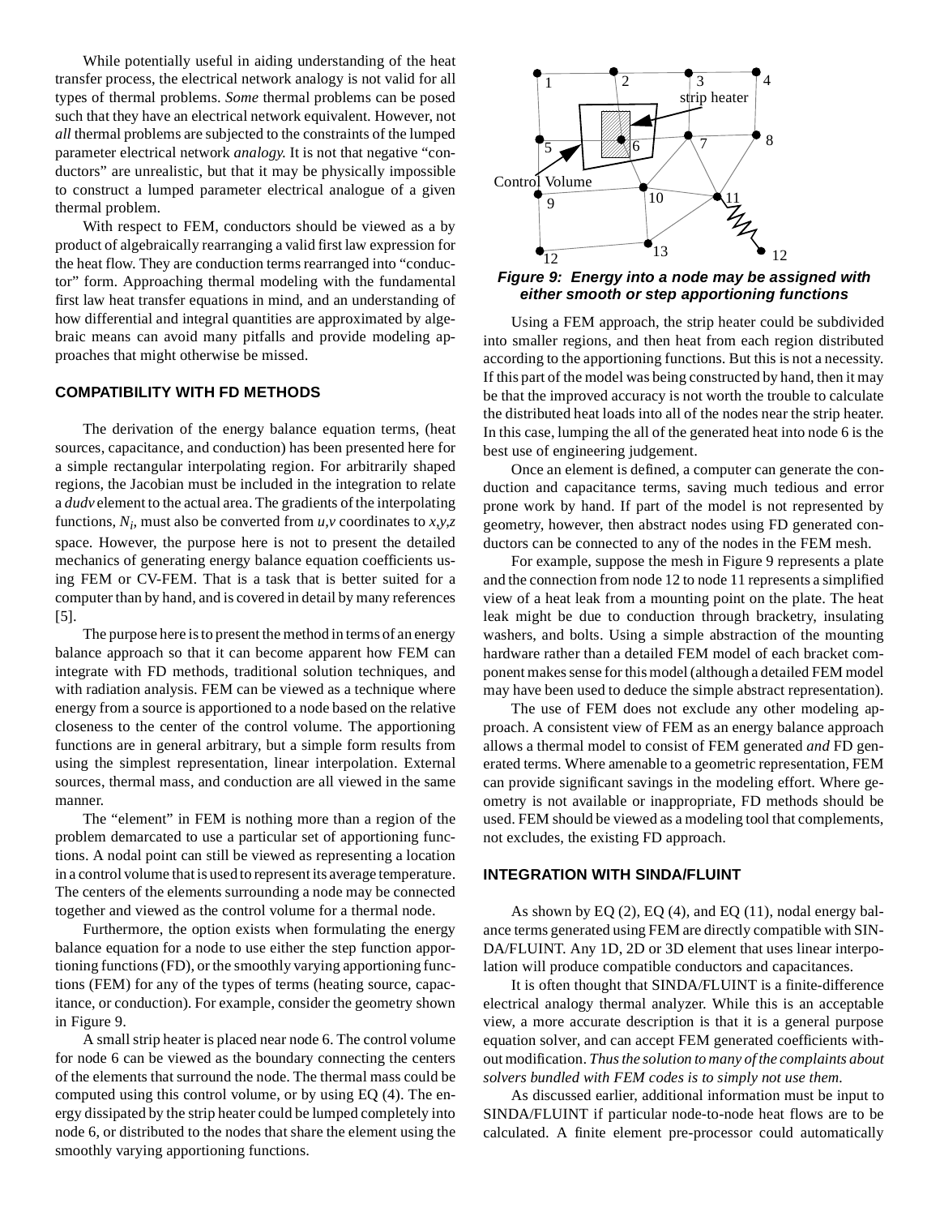While potentially useful in aiding understanding of the heat transfer process, the electrical network analogy is not valid for all types of thermal problems. *Some* thermal problems can be posed such that they have an electrical network equivalent. However, not *all* thermal problems are subjected to the constraints of the lumped parameter electrical network *analogy.* It is not that negative “conductors” are unrealistic, but that it may be physically impossible to construct a lumped parameter electrical analogue of a given thermal problem.

With respect to FEM, conductors should be viewed as a by product of algebraically rearranging a valid first law expression for the heat flow. They are conduction terms rearranged into “conductor” form. Approaching thermal modeling with the fundamental first law heat transfer equations in mind, and an understanding of how differential and integral quantities are approximated by algebraic means can avoid many pitfalls and provide modeling approaches that might otherwise be missed.

## COMPATIBILITY WITH FD METHODS

The derivation of the energy balance equation terms, (heat sources, capacitance, and conduction) has been presented here for a simple rectangular interpolating region. For arbitrarily shaped regions, the Jacobian must be included in the integration to relate a *dudv* element to the actual area. The gradients of the interpolating functions, $N_i$, must also be converted from $u,v$ coordinates to $x,y,z$ space. However, the purpose here is not to present the detailed mechanics of generating energy balance equation coefficients using FEM or CV-FEM. That is a task that is better suited for a computer than by hand, and is covered in detail by many references [5].

The purpose here is to present the method in terms of an energy balance approach so that it can become apparent how FEM can integrate with FD methods, traditional solution techniques, and with radiation analysis. FEM can be viewed as a technique where energy from a source is apportioned to a node based on the relative closeness to the center of the control volume. The apportioning functions are in general arbitrary, but a simple form results from using the simplest representation, linear interpolation. External sources, thermal mass, and conduction are all viewed in the same manner.

The “element” in FEM is nothing more than a region of the problem demarcated to use a particular set of apportioning functions. A nodal point can still be viewed as representing a location in a control volume that is used to represent its average temperature. The centers of the elements surrounding a node may be connected together and viewed as the control volume for a thermal node.

Furthermore, the option exists when formulating the energy balance equation for a node to use either the step function apportioning functions (FD), or the smoothly varying apportioning functions (FEM) for any of the types of terms (heating source, capacitance, or conduction). For example, consider the geometry shown in Figure 9.

A small strip heater is placed near node 6. The control volume for node 6 can be viewed as the boundary connecting the centers of the elements that surround the node. The thermal mass could be computed using this control volume, or by using EQ (4). The energy dissipated by the strip heater could be lumped completely into node 6, or distributed to the nodes that share the element using the smoothly varying apportioning functions.

1
2
3
4
strip heater
5
6
7
8
Control Volume
9
10
11
12
13
12

**Figure 9: Energy into a node may be assigned with either smooth or step apportioning functions**

Using a FEM approach, the strip heater could be subdivided into smaller regions, and then heat from each region distributed according to the apportioning functions. But this is not a necessity. If this part of the model was being constructed by hand, then it may be that the improved accuracy is not worth the trouble to calculate the distributed heat loads into all of the nodes near the strip heater. In this case, lumping the all of the generated heat into node 6 is the best use of engineering judgement.

Once an element is defined, a computer can generate the conduction and capacitance terms, saving much tedious and error prone work by hand. If part of the model is not represented by geometry, however, then abstract nodes using FD generated conductors can be connected to any of the nodes in the FEM mesh.

For example, suppose the mesh in Figure 9 represents a plate and the connection from node 12 to node 11 represents a simplified view of a heat leak from a mounting point on the plate. The heat leak might be due to conduction through bracketry, insulating washers, and bolts. Using a simple abstraction of the mounting hardware rather than a detailed FEM model of each bracket component makes sense for this model (although a detailed FEM model may have been used to deduce the simple abstract representation).

The use of FEM does not exclude any other modeling approach. A consistent view of FEM as an energy balance approach allows a thermal model to consist of FEM generated *and* FD generated terms. Where amenable to a geometric representation, FEM can provide significant savings in the modeling effort. Where geometry is not available or inappropriate, FD methods should be used. FEM should be viewed as a modeling tool that complements, not excludes, the existing FD approach.

## INTEGRATION WITH SINDA/FLUINT

As shown by EQ (2), EQ (4), and EQ (11), nodal energy balance terms generated using FEM are directly compatible with SINDA/FLUINT. Any 1D, 2D or 3D element that uses linear interpolation will produce compatible conductors and capacitances.

It is often thought that SINDA/FLUINT is a finite-difference electrical analogy thermal analyzer. While this is an acceptable view, a more accurate description is that it is a general purpose equation solver, and can accept FEM generated coefficients without modification. *Thus the solution to many of the complaints about solvers bundled with FEM codes is to simply not use them.*

As discussed earlier, additional information must be input to SINDA/FLUINT if particular node-to-node heat flows are to be calculated. A finite element pre-processor could automatically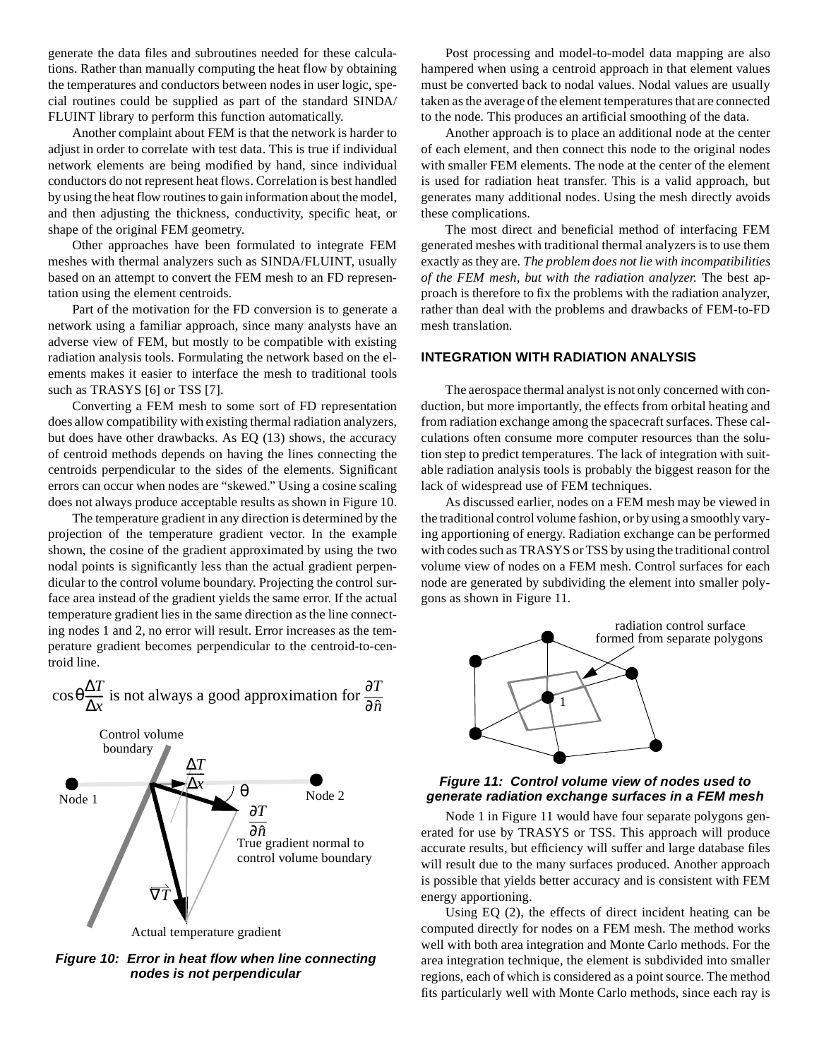generate the data files and subroutines needed for these calculations. Rather than manually computing the heat flow by obtaining the temperatures and conductors between nodes in user logic, special routines could be supplied as part of the standard SINDA/FLUINT library to perform this function automatically.

Another complaint about FEM is that the network is harder to adjust in order to correlate with test data. This is true if individual network elements are being modified by hand, since individual conductors do not represent heat flows. Correlation is best handled by using the heat flow routines to gain information about the model, and then adjusting the thickness, conductivity, specific heat, or shape of the original FEM geometry.

Other approaches have been formulated to integrate FEM meshes with thermal analyzers such as SINDA/FLUINT, usually based on an attempt to convert the FEM mesh to an FD representation using the element centroids.

Part of the motivation for the FD conversion is to generate a network using a familiar approach, since many analysts have an adverse view of FEM, but mostly to be compatible with existing radiation analysis tools. Formulating the network based on the elements makes it easier to interface the mesh to traditional tools such as TRASYS [6] or TSS [7].

Converting a FEM mesh to some sort of FD representation does allow compatibility with existing thermal radiation analyzers, but does have other drawbacks. As EQ (13) shows, the accuracy of centroid methods depends on having the lines connecting the centroids perpendicular to the sides of the elements. Significant errors can occur when nodes are "skewed." Using a cosine scaling does not always produce acceptable results as shown in Figure 10.

The temperature gradient in any direction is determined by the projection of the temperature gradient vector. In the example shown, the cosine of the gradient approximated by using the two nodal points is significantly less than the actual gradient perpendicular to the control volume boundary. Projecting the control surface area instead of the gradient yields the same error. If the actual temperature gradient lies in the same direction as the line connecting nodes 1 and 2, no error will result. Error increases as the temperature gradient becomes perpendicular to the centroid-to-centroid line.

$\cos\theta\frac{\Delta T}{\Delta x}$ is not always a good approximation for $\frac{\partial T}{\partial \hat{n}}$

Control volume boundary

$\frac{\Delta T}{\Delta x}$

$\theta$

Node 1

Node 2

$\frac{\partial T}{\partial \hat{n}}$

True gradient normal to control volume boundary

$\vec{\nabla} T$

Actual temperature gradient

**Figure 10: Error in heat flow when line connecting nodes is not perpendicular**

Post processing and model-to-model data mapping are also hampered when using a centroid approach in that element values must be converted back to nodal values. Nodal values are usually taken as the average of the element temperatures that are connected to the node. This produces an artificial smoothing of the data.

Another approach is to place an additional node at the center of each element, and then connect this node to the original nodes with smaller FEM elements. The node at the center of the element is used for radiation heat transfer. This is a valid approach, but generates many additional nodes. Using the mesh directly avoids these complications.

The most direct and beneficial method of interfacing FEM generated meshes with traditional thermal analyzers is to use them exactly as they are. *The problem does not lie with incompatibilities of the FEM mesh, but with the radiation analyzer.* The best approach is therefore to fix the problems with the radiation analyzer, rather than deal with the problems and drawbacks of FEM-to-FD mesh translation.

## INTEGRATION WITH RADIATION ANALYSIS

The aerospace thermal analyst is not only concerned with conduction, but more importantly, the effects from orbital heating and from radiation exchange among the spacecraft surfaces. These calculations often consume more computer resources than the solution step to predict temperatures. The lack of integration with suitable radiation analysis tools is probably the biggest reason for the lack of widespread use of FEM techniques.

As discussed earlier, nodes on a FEM mesh may be viewed in the traditional control volume fashion, or by using a smoothly varying apportioning of energy. Radiation exchange can be performed with codes such as TRASYS or TSS by using the traditional control volume view of nodes on a FEM mesh. Control surfaces for each node are generated by subdividing the element into smaller polygons as shown in Figure 11.

radiation control surface formed from separate polygons

1

**Figure 11: Control volume view of nodes used to generate radiation exchange surfaces in a FEM mesh**

Node 1 in Figure 11 would have four separate polygons generated for use by TRASYS or TSS. This approach will produce accurate results, but efficiency will suffer and large database files will result due to the many surfaces produced. Another approach is possible that yields better accuracy and is consistent with FEM energy apportioning.

Using EQ (2), the effects of direct incident heating can be computed directly for nodes on a FEM mesh. The method works well with both area integration and Monte Carlo methods. For the area integration technique, the element is subdivided into smaller regions, each of which is considered as a point source. The method fits particularly well with Monte Carlo methods, since each ray is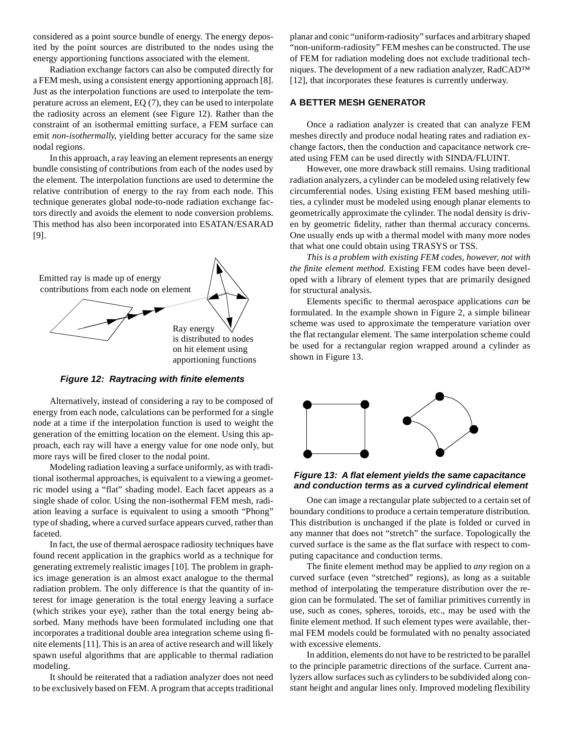considered as a point source bundle of energy. The energy deposited by the point sources are distributed to the nodes using the energy apportioning functions associated with the element.

Radiation exchange factors can also be computed directly for a FEM mesh, using a consistent energy apportioning approach [8]. Just as the interpolation functions are used to interpolate the temperature across an element, EQ (7), they can be used to interpolate the radiosity across an element (see Figure 12). Rather than the constraint of an isothermal emitting surface, a FEM surface can emit *non-isothermally*, yielding better accuracy for the same size nodal regions.

In this approach, a ray leaving an element represents an energy bundle consisting of contributions from each of the nodes used by the element. The interpolation functions are used to determine the relative contribution of energy to the ray from each node. This technique generates global node-to-node radiation exchange factors directly and avoids the element to node conversion problems. This method has also been incorporated into ESATAN/ESARAD [9].

Emitted ray is made up of energy contributions from each node on element

Ray energy is distributed to nodes on hit element using apportioning functions

***Figure 12: Raytracing with finite elements***

Alternatively, instead of considering a ray to be composed of energy from each node, calculations can be performed for a single node at a time if the interpolation function is used to weight the generation of the emitting location on the element. Using this approach, each ray will have a energy value for one node only, but more rays will be fired closer to the nodal point.

Modeling radiation leaving a surface uniformly, as with traditional isothermal approaches, is equivalent to a viewing a geometric model using a "flat" shading model. Each facet appears as a single shade of color. Using the non-isothermal FEM mesh, radiation leaving a surface is equivalent to using a smooth "Phong" type of shading, where a curved surface appears curved, rather than faceted.

In fact, the use of thermal aerospace radiosity techniques have found recent application in the graphics world as a technique for generating extremely realistic images [10]. The problem in graphics image generation is an almost exact analogue to the thermal radiation problem. The only difference is that the quantity of interest for image generation is the total energy leaving a surface (which strikes your eye), rather than the total energy being absorbed. Many methods have been formulated including one that incorporates a traditional double area integration scheme using finite elements [11]. This is an area of active research and will likely spawn useful algorithms that are applicable to thermal radiation modeling.

It should be reiterated that a radiation analyzer does not need to be exclusively based on FEM. A program that accepts traditional planar and conic "uniform-radiosity" surfaces and arbitrary shaped "non-uniform-radiosity" FEM meshes can be constructed. The use of FEM for radiation modeling does not exclude traditional techniques. The development of a new radiation analyzer, RadCAD™ [12], that incorporates these features is currently underway.

## A BETTER MESH GENERATOR

Once a radiation analyzer is created that can analyze FEM meshes directly and produce nodal heating rates and radiation exchange factors, then the conduction and capacitance network created using FEM can be used directly with SINDA/FLUINT.

However, one more drawback still remains. Using traditional radiation analyzers, a cylinder can be modeled using relatively few circumferential nodes. Using existing FEM based meshing utilities, a cylinder must be modeled using enough planar elements to geometrically approximate the cylinder. The nodal density is driven by geometric fidelity, rather than thermal accuracy concerns. One usually ends up with a thermal model with many more nodes that what one could obtain using TRASYS or TSS.

*This is a problem with existing FEM codes, however, not with the finite element method.* Existing FEM codes have been developed with a library of element types that are primarily designed for structural analysis.

Elements specific to thermal aerospace applications *can* be formulated. In the example shown in Figure 2, a simple bilinear scheme was used to approximate the temperature variation over the flat rectangular element. The same interpolation scheme could be used for a rectangular region wrapped around a cylinder as shown in Figure 13.

***Figure 13: A flat element yields the same capacitance and conduction terms as a curved cylindrical element***

One can image a rectangular plate subjected to a certain set of boundary conditions to produce a certain temperature distribution. This distribution is unchanged if the plate is folded or curved in any manner that does not "stretch" the surface. Topologically the curved surface is the same as the flat surface with respect to computing capacitance and conduction terms.

The finite element method may be applied to *any* region on a curved surface (even "stretched" regions), as long as a suitable method of interpolating the temperature distribution over the region can be formulated. The set of familiar primitives currently in use, such as cones, spheres, toroids, etc., may be used with the finite element method. If such element types were available, thermal FEM models could be formulated with no penalty associated with excessive elements.

In addition, elements do not have to be restricted to be parallel to the principle parametric directions of the surface. Current analyzers allow surfaces such as cylinders to be subdivided along constant height and angular lines only. Improved modeling flexibility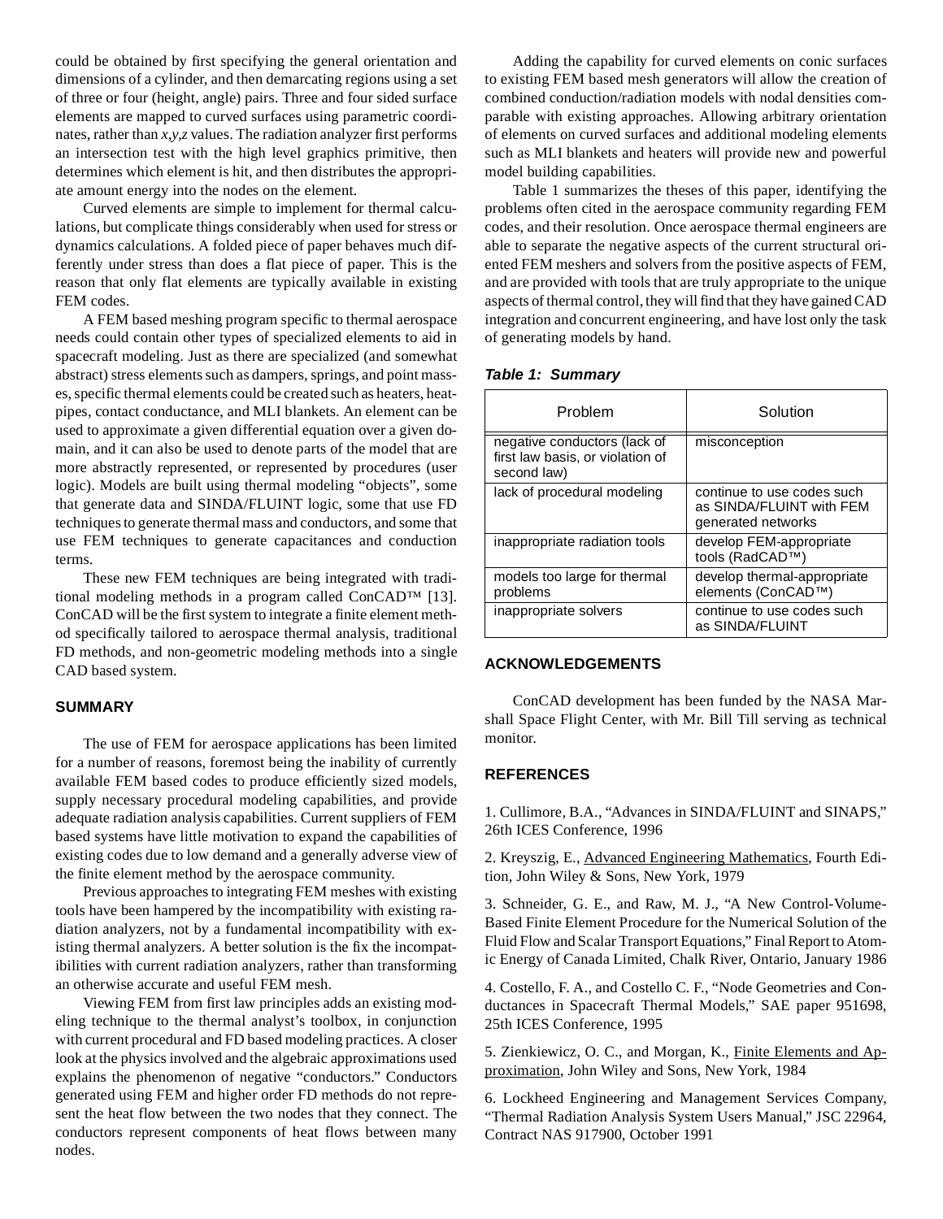could be obtained by first specifying the general orientation and dimensions of a cylinder, and then demarcating regions using a set of three or four (height, angle) pairs. Three and four sided surface elements are mapped to curved surfaces using parametric coordinates, rather than *x,y,z* values. The radiation analyzer first performs an intersection test with the high level graphics primitive, then determines which element is hit, and then distributes the appropriate amount energy into the nodes on the element.

Curved elements are simple to implement for thermal calculations, but complicate things considerably when used for stress or dynamics calculations. A folded piece of paper behaves much differently under stress than does a flat piece of paper. This is the reason that only flat elements are typically available in existing FEM codes.

A FEM based meshing program specific to thermal aerospace needs could contain other types of specialized elements to aid in spacecraft modeling. Just as there are specialized (and somewhat abstract) stress elements such as dampers, springs, and point masses, specific thermal elements could be created such as heaters, heatpipes, contact conductance, and MLI blankets. An element can be used to approximate a given differential equation over a given domain, and it can also be used to denote parts of the model that are more abstractly represented, or represented by procedures (user logic). Models are built using thermal modeling "objects", some that generate data and SINDA/FLUINT logic, some that use FD techniques to generate thermal mass and conductors, and some that use FEM techniques to generate capacitances and conduction terms.

These new FEM techniques are being integrated with traditional modeling methods in a program called ConCAD™ [13]. ConCAD will be the first system to integrate a finite element method specifically tailored to aerospace thermal analysis, traditional FD methods, and non-geometric modeling methods into a single CAD based system.

## SUMMARY

The use of FEM for aerospace applications has been limited for a number of reasons, foremost being the inability of currently available FEM based codes to produce efficiently sized models, supply necessary procedural modeling capabilities, and provide adequate radiation analysis capabilities. Current suppliers of FEM based systems have little motivation to expand the capabilities of existing codes due to low demand and a generally adverse view of the finite element method by the aerospace community.

Previous approaches to integrating FEM meshes with existing tools have been hampered by the incompatibility with existing radiation analyzers, not by a fundamental incompatibility with existing thermal analyzers. A better solution is the fix the incompatibilities with current radiation analyzers, rather than transforming an otherwise accurate and useful FEM mesh.

Viewing FEM from first law principles adds an existing modeling technique to the thermal analyst's toolbox, in conjunction with current procedural and FD based modeling practices. A closer look at the physics involved and the algebraic approximations used explains the phenomenon of negative "conductors." Conductors generated using FEM and higher order FD methods do not represent the heat flow between the two nodes that they connect. The conductors represent components of heat flows between many nodes.

Adding the capability for curved elements on conic surfaces to existing FEM based mesh generators will allow the creation of combined conduction/radiation models with nodal densities comparable with existing approaches. Allowing arbitrary orientation of elements on curved surfaces and additional modeling elements such as MLI blankets and heaters will provide new and powerful model building capabilities.

Table 1 summarizes the theses of this paper, identifying the problems often cited in the aerospace community regarding FEM codes, and their resolution. Once aerospace thermal engineers are able to separate the negative aspects of the current structural oriented FEM meshers and solvers from the positive aspects of FEM, and are provided with tools that are truly appropriate to the unique aspects of thermal control, they will find that they have gained CAD integration and concurrent engineering, and have lost only the task of generating models by hand.

***Table 1: Summary***

| Problem | Solution |
|---|---|
| negative conductors (lack of first law basis, or violation of second law) | misconception |
| lack of procedural modeling | continue to use codes such as SINDA/FLUINT with FEM generated networks |
| inappropriate radiation tools | develop FEM-appropriate tools (RadCAD™) |
| models too large for thermal problems | develop thermal-appropriate elements (ConCAD™) |
| inappropriate solvers | continue to use codes such as SINDA/FLUINT |

## ACKNOWLEDGEMENTS

ConCAD development has been funded by the NASA Marshall Space Flight Center, with Mr. Bill Till serving as technical monitor.

## REFERENCES

1. Cullimore, B.A., "Advances in SINDA/FLUINT and SINAPS," 26th ICES Conference, 1996

2. Kreyszig, E., Advanced Engineering Mathematics, Fourth Edition, John Wiley & Sons, New York, 1979

3. Schneider, G. E., and Raw, M. J., "A New Control-Volume-Based Finite Element Procedure for the Numerical Solution of the Fluid Flow and Scalar Transport Equations," Final Report to Atomic Energy of Canada Limited, Chalk River, Ontario, January 1986

4. Costello, F. A., and Costello C. F., "Node Geometries and Conductances in Spacecraft Thermal Models," SAE paper 951698, 25th ICES Conference, 1995

5. Zienkiewicz, O. C., and Morgan, K., Finite Elements and Approximation, John Wiley and Sons, New York, 1984

6. Lockheed Engineering and Management Services Company, "Thermal Radiation Analysis System Users Manual," JSC 22964, Contract NAS 917900, October 1991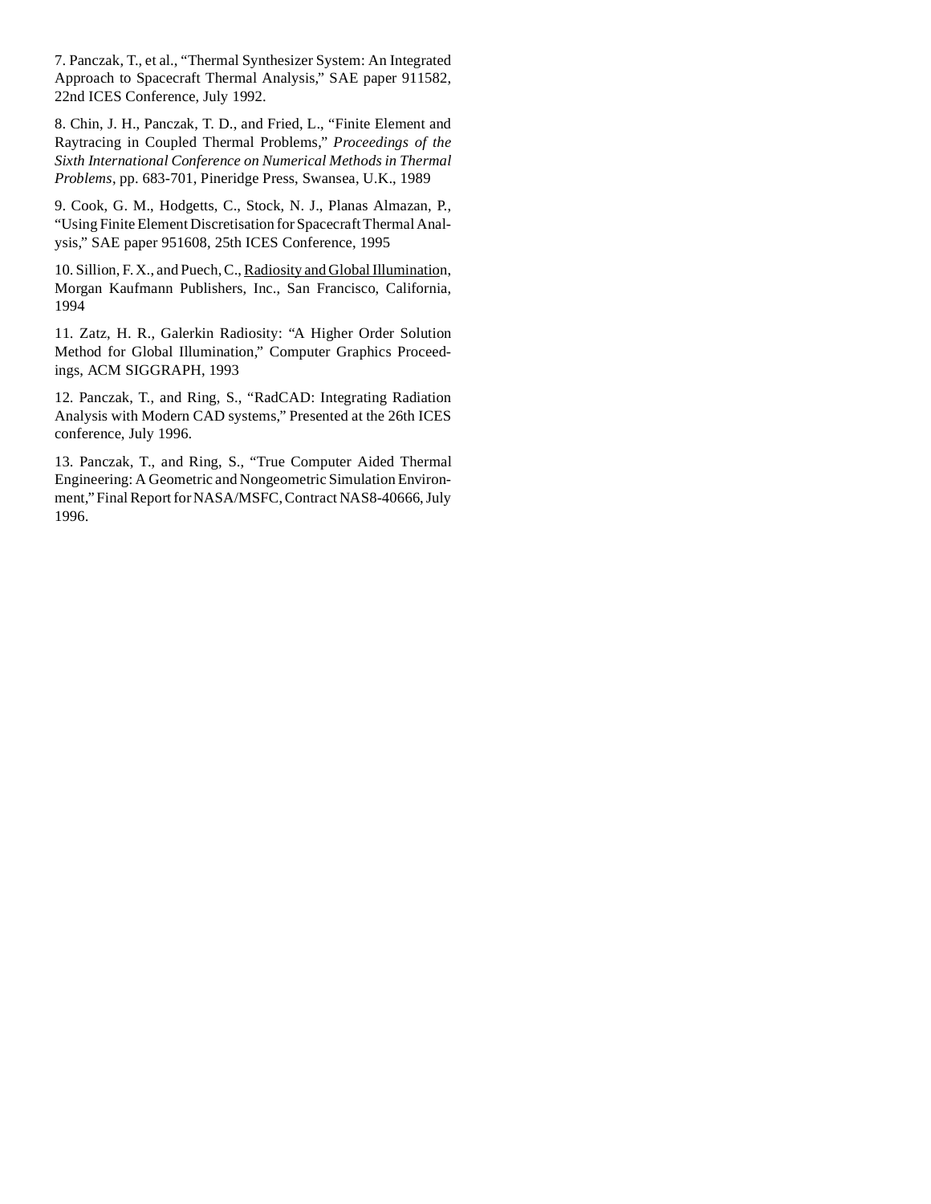7. Panczak, T., et al., “Thermal Synthesizer System: An Integrated Approach to Spacecraft Thermal Analysis,” SAE paper 911582, 22nd ICES Conference, July 1992.

8. Chin, J. H., Panczak, T. D., and Fried, L., “Finite Element and Raytracing in Coupled Thermal Problems,” *Proceedings of the Sixth International Conference on Numerical Methods in Thermal Problems*, pp. 683-701, Pineridge Press, Swansea, U.K., 1989

9. Cook, G. M., Hodgetts, C., Stock, N. J., Planas Almazan, P., “Using Finite Element Discretisation for Spacecraft Thermal Analysis,” SAE paper 951608, 25th ICES Conference, 1995

10. Sillion, F. X., and Puech, C., Radiosity and Global Illumination, Morgan Kaufmann Publishers, Inc., San Francisco, California, 1994

11. Zatz, H. R., Galerkin Radiosity: “A Higher Order Solution Method for Global Illumination,” Computer Graphics Proceedings, ACM SIGGRAPH, 1993

12. Panczak, T., and Ring, S., “RadCAD: Integrating Radiation Analysis with Modern CAD systems,” Presented at the 26th ICES conference, July 1996.

13. Panczak, T., and Ring, S., “True Computer Aided Thermal Engineering: A Geometric and Nongeometric Simulation Environment,” Final Report for NASA/MSFC, Contract NAS8-40666, July 1996.